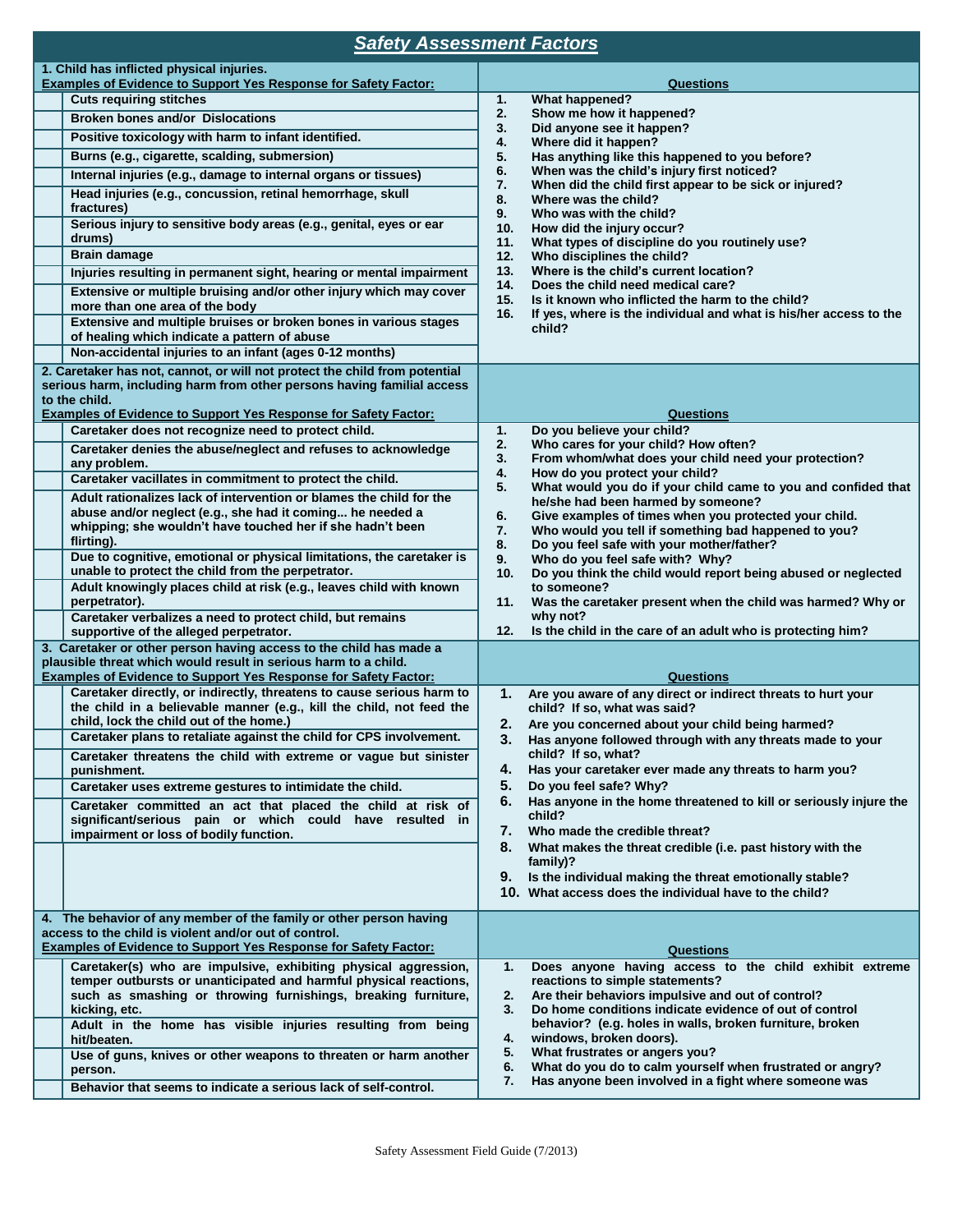# Safety Assessment Factors

| 1. Child has inflicted physical injuries.<br>Examples of Evidence to Support Yes Response for Safety Factor: | Questions |
|---|---|
| Cuts requiring stitches<br>Broken bones and/or Dislocations<br>Positive toxicology with harm to infant identified.<br>Burns (e.g., cigarette, scalding, submersion)<br>Internal injuries (e.g., damage to internal organs or tissues)<br>Head injuries (e.g., concussion, retinal hemorrhage, skull fractures)<br>Serious injury to sensitive body areas (e.g., genital, eyes or ear drums)<br>Brain damage<br>Injuries resulting in permanent sight, hearing or mental impairment<br>Extensive or multiple bruising and/or other injury which may cover more than one area of the body<br>Extensive and multiple bruises or broken bones in various stages of healing which indicate a pattern of abuse<br>Non-accidental injuries to an infant (ages 0-12 months) | 1. What happened?<br>2. Show me how it happened?<br>3. Did anyone see it happen?<br>4. Where did it happen?<br>5. Has anything like this happened to you before?<br>6. When was the child's injury first noticed?<br>7. When did the child first appear to be sick or injured?<br>8. Where was the child?<br>9. Who was with the child?<br>10. How did the injury occur?<br>11. What types of discipline do you routinely use?<br>12. Who disciplines the child?<br>13. Where is the child's current location?<br>14. Does the child need medical care?<br>15. Is it known who inflicted the harm to the child?<br>16. If yes, where is the individual and what is his/her access to the child? |

| 2. Caretaker has not, cannot, or will not protect the child from potential serious harm, including harm from other persons having familial access to the child.<br>Examples of Evidence to Support Yes Response for Safety Factor: | Questions |
|---|---|
| Caretaker does not recognize need to protect child.<br>Caretaker denies the abuse/neglect and refuses to acknowledge any problem.<br>Caretaker vacillates in commitment to protect the child.<br>Adult rationalizes lack of intervention or blames the child for the abuse and/or neglect (e.g., she had it coming... he needed a whipping; she wouldn't have touched her if she hadn't been flirting).<br>Due to cognitive, emotional or physical limitations, the caretaker is unable to protect the child from the perpetrator.<br>Adult knowingly places child at risk (e.g., leaves child with known perpetrator).<br>Caretaker verbalizes a need to protect child, but remains supportive of the alleged perpetrator. | 1. Do you believe your child?<br>2. Who cares for your child? How often?<br>3. From whom/what does your child need your protection?<br>4. How do you protect your child?<br>5. What would you do if your child came to you and confided that he/she had been harmed by someone?<br>6. Give examples of times when you protected your child.<br>7. Who would you tell if something bad happened to you?<br>8. Do you feel safe with your mother/father?<br>9. Who do you feel safe with? Why?<br>10. Do you think the child would report being abused or neglected to someone?<br>11. Was the caretaker present when the child was harmed? Why or why not?<br>12. Is the child in the care of an adult who is protecting him? |

| 3. Caretaker or other person having access to the child has made a plausible threat which would result in serious harm to a child.<br>Examples of Evidence to Support Yes Response for Safety Factor: | Questions |
|---|---|
| Caretaker directly, or indirectly, threatens to cause serious harm to the child in a believable manner (e.g., kill the child, not feed the child, lock the child out of the home.)<br>Caretaker plans to retaliate against the child for CPS involvement.<br>Caretaker threatens the child with extreme or vague but sinister punishment.<br>Caretaker uses extreme gestures to intimidate the child.<br>Caretaker committed an act that placed the child at risk of significant/serious pain or which could have resulted in impairment or loss of bodily function. | 1. Are you aware of any direct or indirect threats to hurt your child? If so, what was said?<br>2. Are you concerned about your child being harmed?<br>3. Has anyone followed through with any threats made to your child? If so, what?<br>4. Has your caretaker ever made any threats to harm you?<br>5. Do you feel safe? Why?<br>6. Has anyone in the home threatened to kill or seriously injure the child?<br>7. Who made the credible threat?<br>8. What makes the threat credible (i.e. past history with the family)?<br>9. Is the individual making the threat emotionally stable?<br>10. What access does the individual have to the child? |

| 4. The behavior of any member of the family or other person having access to the child is violent and/or out of control.<br>Examples of Evidence to Support Yes Response for Safety Factor: | Questions |
|---|---|
| Caretaker(s) who are impulsive, exhibiting physical aggression, temper outbursts or unanticipated and harmful physical reactions, such as smashing or throwing furnishings, breaking furniture, kicking, etc.<br>Adult in the home has visible injuries resulting from being hit/beaten.<br>Use of guns, knives or other weapons to threaten or harm another person.<br>Behavior that seems to indicate a serious lack of self-control. | 1. Does anyone having access to the child exhibit extreme reactions to simple statements?<br>2. Are their behaviors impulsive and out of control?<br>3. Do home conditions indicate evidence of out of control behavior? (e.g. holes in walls, broken furniture, broken<br>4. windows, broken doors).<br>5. What frustrates or angers you?<br>6. What do you do to calm yourself when frustrated or angry?<br>7. Has anyone been involved in a fight where someone was |

Safety Assessment Field Guide (7/2013)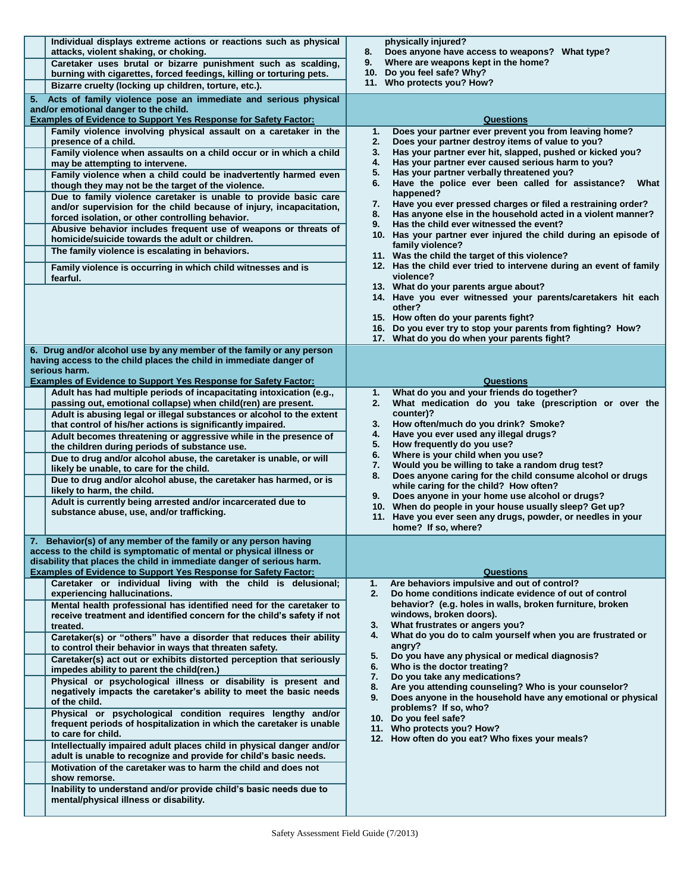| | Examples of Evidence | Questions |
|---|---|---|
| | Individual displays extreme actions or reactions such as physical attacks, violent shaking, or choking. | physically injured? |
| | Caretaker uses brutal or bizarre punishment such as scalding, burning with cigarettes, forced feedings, killing or torturing pets. | 8. Does anyone have access to weapons? What type?<br>9. Where are weapons kept in the home? |
| | Bizarre cruelty (locking up children, torture, etc.). | 10. Do you feel safe? Why?<br>11. Who protects you? How? |

| 5. Acts of family violence pose an immediate and serious physical and/or emotional danger to the child.<br>Examples of Evidence to Support Yes Response for Safety Factor: | | Questions |
|---|---|---|
| | Family violence involving physical assault on a caretaker in the presence of a child. | 1. Does your partner ever prevent you from leaving home?<br>2. Does your partner destroy items of value to you? |
| | Family violence when assaults on a child occur or in which a child may be attempting to intervene. | 3. Has your partner ever hit, slapped, pushed or kicked you?<br>4. Has your partner ever caused serious harm to you? |
| | Family violence when a child could be inadvertently harmed even though they may not be the target of the violence. | 5. Has your partner verbally threatened you?<br>6. Have the police ever been called for assistance? What happened? |
| | Due to family violence caretaker is unable to provide basic care and/or supervision for the child because of injury, incapacitation, forced isolation, or other controlling behavior. | 7. Have you ever pressed charges or filed a restraining order?<br>8. Has anyone else in the household acted in a violent manner? |
| | Abusive behavior includes frequent use of weapons or threats of homicide/suicide towards the adult or children. | 9. Has the child ever witnessed the event?<br>10. Has your partner ever injured the child during an episode of family violence? |
| | The family violence is escalating in behaviors. | 11. Was the child the target of this violence? |
| | Family violence is occurring in which child witnesses and is fearful. | 12. Has the child ever tried to intervene during an event of family violence?<br>13. What do your parents argue about?<br>14. Have you ever witnessed your parents/caretakers hit each other?<br>15. How often do your parents fight?<br>16. Do you ever try to stop your parents from fighting? How?<br>17. What do you do when your parents fight? |

| 6. Drug and/or alcohol use by any member of the family or any person having access to the child places the child in immediate danger of serious harm.<br>Examples of Evidence to Support Yes Response for Safety Factor: | | Questions |
|---|---|---|
| | Adult has had multiple periods of incapacitating intoxication (e.g., passing out, emotional collapse) when child(ren) are present. | 1. What do you and your friends do together?<br>2. What medication do you take (prescription or over the counter)? |
| | Adult is abusing legal or illegal substances or alcohol to the extent that control of his/her actions is significantly impaired. | 3. How often/much do you drink? Smoke? |
| | Adult becomes threatening or aggressive while in the presence of the children during periods of substance use. | 4. Have you ever used any illegal drugs?<br>5. How frequently do you use? |
| | Due to drug and/or alcohol abuse, the caretaker is unable, or will likely be unable, to care for the child. | 6. Where is your child when you use?<br>7. Would you be willing to take a random drug test? |
| | Due to drug and/or alcohol abuse, the caretaker has harmed, or is likely to harm, the child. | 8. Does anyone caring for the child consume alcohol or drugs while caring for the child? How often?<br>9. Does anyone in your home use alcohol or drugs? |
| | Adult is currently being arrested and/or incarcerated due to substance abuse, use, and/or trafficking. | 10. When do people in your house usually sleep? Get up?<br>11. Have you ever seen any drugs, powder, or needles in your home? If so, where? |

| 7. Behavior(s) of any member of the family or any person having access to the child is symptomatic of mental or physical illness or disability that places the child in immediate danger of serious harm.<br>Examples of Evidence to Support Yes Response for Safety Factor: | | Questions |
|---|---|---|
| | Caretaker or individual living with the child is delusional; experiencing hallucinations. | 1. Are behaviors impulsive and out of control?<br>2. Do home conditions indicate evidence of out of control behavior? (e.g. holes in walls, broken furniture, broken windows, broken doors). |
| | Mental health professional has identified need for the caretaker to receive treatment and identified concern for the child's safety if not treated. | 3. What frustrates or angers you? |
| | Caretaker(s) or "others" have a disorder that reduces their ability to control their behavior in ways that threaten safety. | 4. What do you do to calm yourself when you are frustrated or angry? |
| | Caretaker(s) act out or exhibits distorted perception that seriously impedes ability to parent the child(ren.) | 5. Do you have any physical or medical diagnosis?<br>6. Who is the doctor treating? |
| | Physical or psychological illness or disability is present and negatively impacts the caretaker's ability to meet the basic needs of the child. | 7. Do you take any medications?<br>8. Are you attending counseling? Who is your counselor?<br>9. Does anyone in the household have any emotional or physical problems? If so, who? |
| | Physical or psychological condition requires lengthy and/or frequent periods of hospitalization in which the caretaker is unable to care for child. | 10. Do you feel safe?<br>11. Who protects you? How?<br>12. How often do you eat? Who fixes your meals? |
| | Intellectually impaired adult places child in physical danger and/or adult is unable to recognize and provide for child's basic needs. | |
| | Motivation of the caretaker was to harm the child and does not show remorse. | |
| | Inability to understand and/or provide child's basic needs due to mental/physical illness or disability. | |

Safety Assessment Field Guide (7/2013)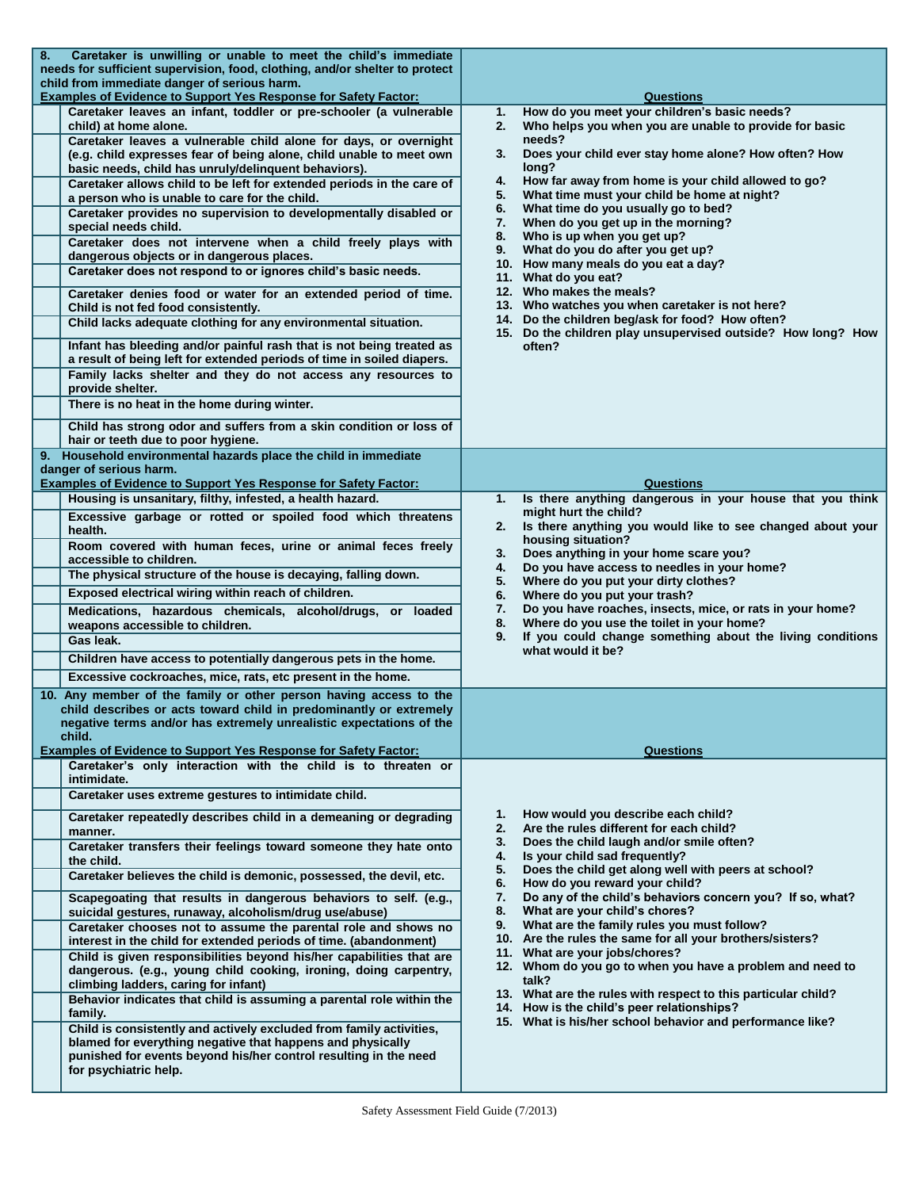| 8. Caretaker is unwilling or unable to meet the child's immediate needs for sufficient supervision, food, clothing, and/or shelter to protect child from immediate danger of serious harm. | |
|---|---|
| **Examples of Evidence to Support Yes Response for Safety Factor:** | **Questions** |
| Caretaker leaves an infant, toddler or pre-schooler (a vulnerable child) at home alone.<br>Caretaker leaves a vulnerable child alone for days, or overnight (e.g. child expresses fear of being alone, child unable to meet own basic needs, child has unruly/delinquent behaviors).<br>Caretaker allows child to be left for extended periods in the care of a person who is unable to care for the child.<br>Caretaker provides no supervision to developmentally disabled or special needs child.<br>Caretaker does not intervene when a child freely plays with dangerous objects or in dangerous places.<br>Caretaker does not respond to or ignores child's basic needs.<br>Caretaker denies food or water for an extended period of time. Child is not fed food consistently.<br>Child lacks adequate clothing for any environmental situation.<br>Infant has bleeding and/or painful rash that is not being treated as a result of being left for extended periods of time in soiled diapers.<br>Family lacks shelter and they do not access any resources to provide shelter.<br>There is no heat in the home during winter.<br>Child has strong odor and suffers from a skin condition or loss of hair or teeth due to poor hygiene. | 1. How do you meet your children's basic needs?<br>2. Who helps you when you are unable to provide for basic needs?<br>3. Does your child ever stay home alone? How often? How long?<br>4. How far away from home is your child allowed to go?<br>5. What time must your child be home at night?<br>6. What time do you usually go to bed?<br>7. When do you get up in the morning?<br>8. Who is up when you get up?<br>9. What do you do after you get up?<br>10. How many meals do you eat a day?<br>11. What do you eat?<br>12. Who makes the meals?<br>13. Who watches you when caretaker is not here?<br>14. Do the children beg/ask for food? How often?<br>15. Do the children play unsupervised outside? How long? How often? |

| 9. Household environmental hazards place the child in immediate danger of serious harm. | |
|---|---|
| **Examples of Evidence to Support Yes Response for Safety Factor:** | **Questions** |
| Housing is unsanitary, filthy, infested, a health hazard.<br>Excessive garbage or rotted or spoiled food which threatens health.<br>Room covered with human feces, urine or animal feces freely accessible to children.<br>The physical structure of the house is decaying, falling down.<br>Exposed electrical wiring within reach of children.<br>Medications, hazardous chemicals, alcohol/drugs, or loaded weapons accessible to children.<br>Gas leak.<br>Children have access to potentially dangerous pets in the home.<br>Excessive cockroaches, mice, rats, etc present in the home. | 1. Is there anything dangerous in your house that you think might hurt the child?<br>2. Is there anything you would like to see changed about your housing situation?<br>3. Does anything in your home scare you?<br>4. Do you have access to needles in your home?<br>5. Where do you put your dirty clothes?<br>6. Where do you put your trash?<br>7. Do you have roaches, insects, mice, or rats in your home?<br>8. Where do you use the toilet in your home?<br>9. If you could change something about the living conditions what would it be? |

| 10. Any member of the family or other person having access to the child describes or acts toward child in predominantly or extremely negative terms and/or has extremely unrealistic expectations of the child. | |
|---|---|
| **Examples of Evidence to Support Yes Response for Safety Factor:** | **Questions** |
| Caretaker's only interaction with the child is to threaten or intimidate.<br>Caretaker uses extreme gestures to intimidate child.<br>Caretaker repeatedly describes child in a demeaning or degrading manner.<br>Caretaker transfers their feelings toward someone they hate onto the child.<br>Caretaker believes the child is demonic, possessed, the devil, etc.<br>Scapegoating that results in dangerous behaviors to self. (e.g., suicidal gestures, runaway, alcoholism/drug use/abuse)<br>Caretaker chooses not to assume the parental role and shows no interest in the child for extended periods of time. (abandonment)<br>Child is given responsibilities beyond his/her capabilities that are dangerous. (e.g., young child cooking, ironing, doing carpentry, climbing ladders, caring for infant)<br>Behavior indicates that child is assuming a parental role within the family.<br>Child is consistently and actively excluded from family activities, blamed for everything negative that happens and physically punished for events beyond his/her control resulting in the need for psychiatric help. | 1. How would you describe each child?<br>2. Are the rules different for each child?<br>3. Does the child laugh and/or smile often?<br>4. Is your child sad frequently?<br>5. Does the child get along well with peers at school?<br>6. How do you reward your child?<br>7. Do any of the child's behaviors concern you? If so, what?<br>8. What are your child's chores?<br>9. What are the family rules you must follow?<br>10. Are the rules the same for all your brothers/sisters?<br>11. What are your jobs/chores?<br>12. Whom do you go to when you have a problem and need to talk?<br>13. What are the rules with respect to this particular child?<br>14. How is the child's peer relationships?<br>15. What is his/her school behavior and performance like? |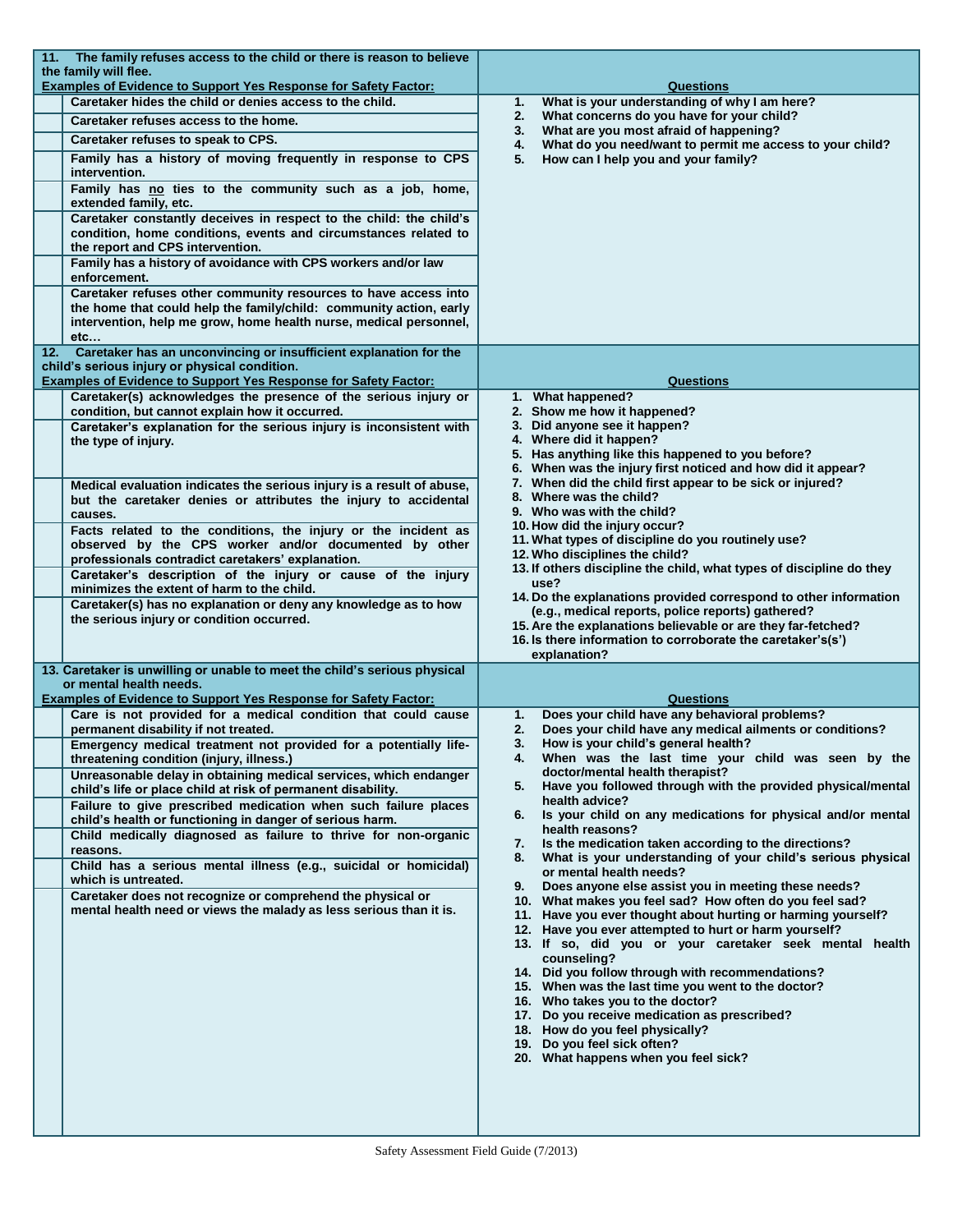| 11. The family refuses access to the child or there is reason to believe the family will flee. | |
|---|---|
| **Examples of Evidence to Support Yes Response for Safety Factor:** | **Questions** |
| Caretaker hides the child or denies access to the child.<br>Caretaker refuses access to the home.<br>Caretaker refuses to speak to CPS.<br>Family has a history of moving frequently in response to CPS intervention.<br>Family has <u>no</u> ties to the community such as a job, home, extended family, etc.<br>Caretaker constantly deceives in respect to the child: the child's condition, home conditions, events and circumstances related to the report and CPS intervention.<br>Family has a history of avoidance with CPS workers and/or law enforcement.<br>Caretaker refuses other community resources to have access into the home that could help the family/child: community action, early intervention, help me grow, home health nurse, medical personnel, etc… | 1. What is your understanding of why I am here?<br>2. What concerns do you have for your child?<br>3. What are you most afraid of happening?<br>4. What do you need/want to permit me access to your child?<br>5. How can I help you and your family? |

| 12. Caretaker has an unconvincing or insufficient explanation for the child's serious injury or physical condition. | |
|---|---|
| **Examples of Evidence to Support Yes Response for Safety Factor:** | **Questions** |
| Caretaker(s) acknowledges the presence of the serious injury or condition, but cannot explain how it occurred.<br>Caretaker's explanation for the serious injury is inconsistent with the type of injury.<br>Medical evaluation indicates the serious injury is a result of abuse, but the caretaker denies or attributes the injury to accidental causes.<br>Facts related to the conditions, the injury or the incident as observed by the CPS worker and/or documented by other professionals contradict caretakers' explanation.<br>Caretaker's description of the injury or cause of the injury minimizes the extent of harm to the child.<br>Caretaker(s) has no explanation or deny any knowledge as to how the serious injury or condition occurred. | 1. What happened?<br>2. Show me how it happened?<br>3. Did anyone see it happen?<br>4. Where did it happen?<br>5. Has anything like this happened to you before?<br>6. When was the injury first noticed and how did it appear?<br>7. When did the child first appear to be sick or injured?<br>8. Where was the child?<br>9. Who was with the child?<br>10. How did the injury occur?<br>11. What types of discipline do you routinely use?<br>12. Who disciplines the child?<br>13. If others discipline the child, what types of discipline do they use?<br>14. Do the explanations provided correspond to other information (e.g., medical reports, police reports) gathered?<br>15. Are the explanations believable or are they far-fetched?<br>16. Is there information to corroborate the caretaker's(s') explanation? |

| 13. Caretaker is unwilling or unable to meet the child's serious physical or mental health needs. | |
|---|---|
| **Examples of Evidence to Support Yes Response for Safety Factor:** | **Questions** |
| Care is not provided for a medical condition that could cause permanent disability if not treated.<br>Emergency medical treatment not provided for a potentially life-threatening condition (injury, illness.)<br>Unreasonable delay in obtaining medical services, which endanger child's life or place child at risk of permanent disability.<br>Failure to give prescribed medication when such failure places child's health or functioning in danger of serious harm.<br>Child medically diagnosed as failure to thrive for non-organic reasons.<br>Child has a serious mental illness (e.g., suicidal or homicidal) which is untreated.<br>Caretaker does not recognize or comprehend the physical or mental health need or views the malady as less serious than it is. | 1. Does your child have any behavioral problems?<br>2. Does your child have any medical ailments or conditions?<br>3. How is your child's general health?<br>4. When was the last time your child was seen by the doctor/mental health therapist?<br>5. Have you followed through with the provided physical/mental health advice?<br>6. Is your child on any medications for physical and/or mental health reasons?<br>7. Is the medication taken according to the directions?<br>8. What is your understanding of your child's serious physical or mental health needs?<br>9. Does anyone else assist you in meeting these needs?<br>10. What makes you feel sad? How often do you feel sad?<br>11. Have you ever thought about hurting or harming yourself?<br>12. Have you ever attempted to hurt or harm yourself?<br>13. If so, did you or your caretaker seek mental health counseling?<br>14. Did you follow through with recommendations?<br>15. When was the last time you went to the doctor?<br>16. Who takes you to the doctor?<br>17. Do you receive medication as prescribed?<br>18. How do you feel physically?<br>19. Do you feel sick often?<br>20. What happens when you feel sick? |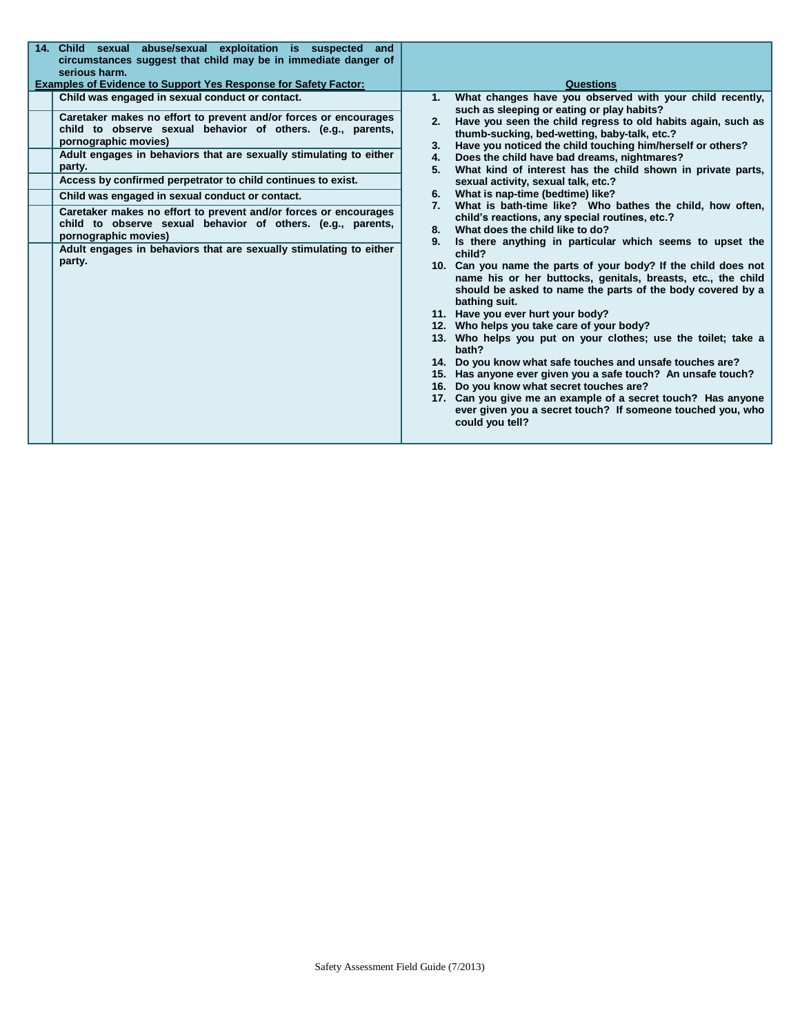| 14. Child sexual abuse/sexual exploitation is suspected and circumstances suggest that child may be in immediate danger of serious harm. | | |
|---|---|---|
| **Examples of Evidence to Support Yes Response for Safety Factor:** | | **Questions** |
| | **Child was engaged in sexual conduct or contact.** | **1. What changes have you observed with your child recently, such as sleeping or eating or play habits?**<br>**2. Have you seen the child regress to old habits again, such as thumb-sucking, bed-wetting, baby-talk, etc.?**<br>**3. Have you noticed the child touching him/herself or others?**<br>**4. Does the child have bad dreams, nightmares?**<br>**5. What kind of interest has the child shown in private parts, sexual activity, sexual talk, etc.?**<br>**6. What is nap-time (bedtime) like?**<br>**7. What is bath-time like? Who bathes the child, how often, child's reactions, any special routines, etc.?**<br>**8. What does the child like to do?**<br>**9. Is there anything in particular which seems to upset the child?**<br>**10. Can you name the parts of your body? If the child does not name his or her buttocks, genitals, breasts, etc., the child should be asked to name the parts of the body covered by a bathing suit.**<br>**11. Have you ever hurt your body?**<br>**12. Who helps you take care of your body?**<br>**13. Who helps you put on your clothes; use the toilet; take a bath?**<br>**14. Do you know what safe touches and unsafe touches are?**<br>**15. Has anyone ever given you a safe touch? An unsafe touch?**<br>**16. Do you know what secret touches are?**<br>**17. Can you give me an example of a secret touch? Has anyone ever given you a secret touch? If someone touched you, who could you tell?** |
| | **Caretaker makes no effort to prevent and/or forces or encourages child to observe sexual behavior of others. (e.g., parents, pornographic movies)** | |
| | **Adult engages in behaviors that are sexually stimulating to either party.** | |
| | **Access by confirmed perpetrator to child continues to exist.** | |
| | **Child was engaged in sexual conduct or contact.** | |
| | **Caretaker makes no effort to prevent and/or forces or encourages child to observe sexual behavior of others. (e.g., parents, pornographic movies)** | |
| | **Adult engages in behaviors that are sexually stimulating to either party.** | |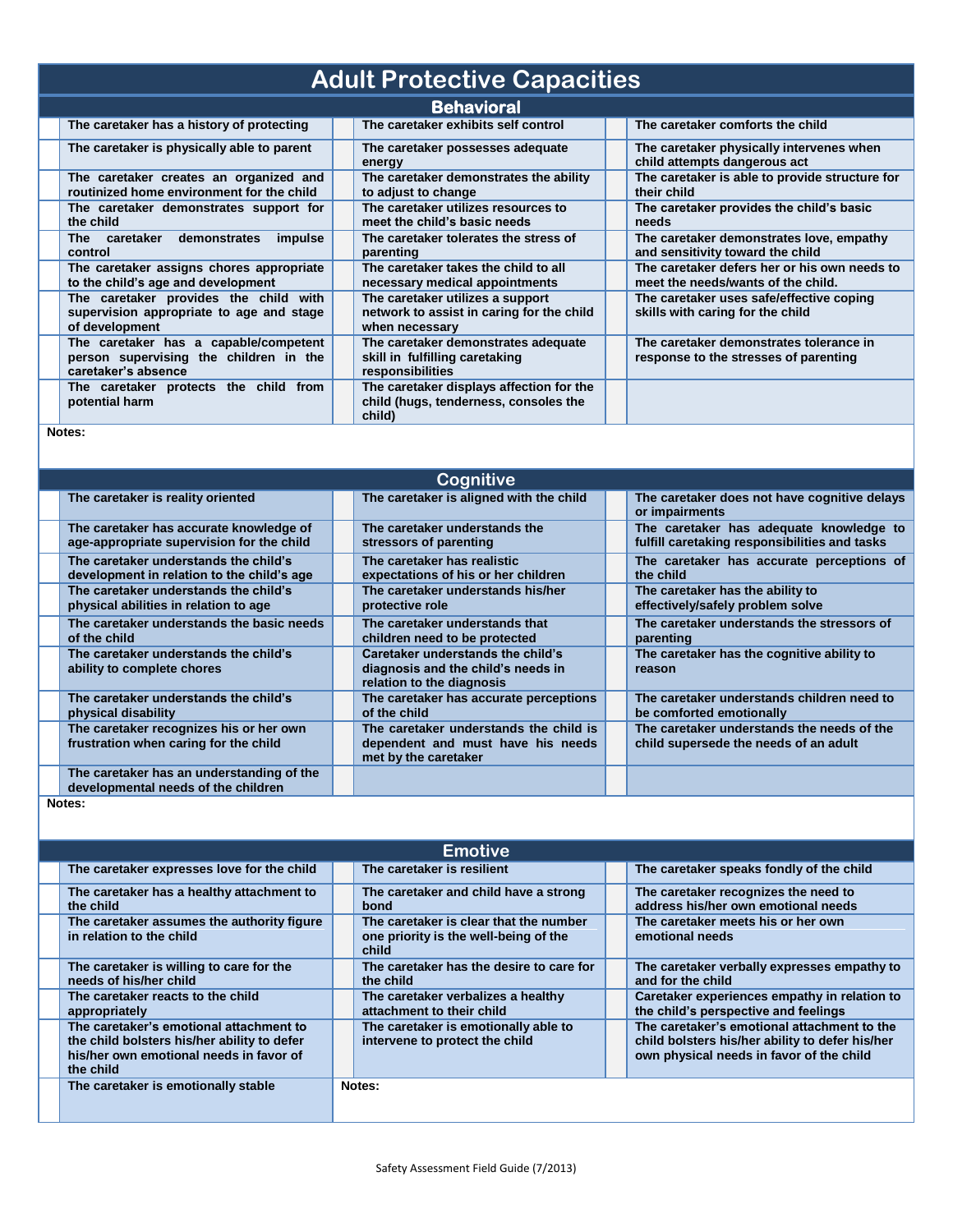# Adult Protective Capacities

## Behavioral

| | | | | | |
|---|---|---|---|---|---|
| | The caretaker has a history of protecting | | The caretaker exhibits self control | | The caretaker comforts the child |
| | The caretaker is physically able to parent | | The caretaker possesses adequate energy | | The caretaker physically intervenes when child attempts dangerous act |
| | The caretaker creates an organized and routinized home environment for the child | | The caretaker demonstrates the ability to adjust to change | | The caretaker is able to provide structure for their child |
| | The caretaker demonstrates support for the child | | The caretaker utilizes resources to meet the child's basic needs | | The caretaker provides the child's basic needs |
| | The caretaker demonstrates impulse control | | The caretaker tolerates the stress of parenting | | The caretaker demonstrates love, empathy and sensitivity toward the child |
| | The caretaker assigns chores appropriate to the child's age and development | | The caretaker takes the child to all necessary medical appointments | | The caretaker defers her or his own needs to meet the needs/wants of the child. |
| | The caretaker provides the child with supervision appropriate to age and stage of development | | The caretaker utilizes a support network to assist in caring for the child when necessary | | The caretaker uses safe/effective coping skills with caring for the child |
| | The caretaker has a capable/competent person supervising the children in the caretaker's absence | | The caretaker demonstrates adequate skill in fulfilling caretaking responsibilities | | The caretaker demonstrates tolerance in response to the stresses of parenting |
| | The caretaker protects the child from potential harm | | The caretaker displays affection for the child (hugs, tenderness, consoles the child) | | |

**Notes:**

## Cognitive

| | | | | | |
|---|---|---|---|---|---|
| | The caretaker is reality oriented | | The caretaker is aligned with the child | | The caretaker does not have cognitive delays or impairments |
| | The caretaker has accurate knowledge of age-appropriate supervision for the child | | The caretaker understands the stressors of parenting | | The caretaker has adequate knowledge to fulfill caretaking responsibilities and tasks |
| | The caretaker understands the child's development in relation to the child's age | | The caretaker has realistic expectations of his or her children | | The caretaker has accurate perceptions of the child |
| | The caretaker understands the child's physical abilities in relation to age | | The caretaker understands his/her protective role | | The caretaker has the ability to effectively/safely problem solve |
| | The caretaker understands the basic needs of the child | | The caretaker understands that children need to be protected | | The caretaker understands the stressors of parenting |
| | The caretaker understands the child's ability to complete chores | | Caretaker understands the child's diagnosis and the child's needs in relation to the diagnosis | | The caretaker has the cognitive ability to reason |
| | The caretaker understands the child's physical disability | | The caretaker has accurate perceptions of the child | | The caretaker understands children need to be comforted emotionally |
| | The caretaker recognizes his or her own frustration when caring for the child | | The caretaker understands the child is dependent and must have his needs met by the caretaker | | The caretaker understands the needs of the child supersede the needs of an adult |
| | The caretaker has an understanding of the developmental needs of the children | | | | |

**Notes:**

## Emotive

| | | | | | |
|---|---|---|---|---|---|
| | The caretaker expresses love for the child | | The caretaker is resilient | | The caretaker speaks fondly of the child |
| | The caretaker has a healthy attachment to the child | | The caretaker and child have a strong bond | | The caretaker recognizes the need to address his/her own emotional needs |
| | The caretaker assumes the authority figure in relation to the child | | The caretaker is clear that the number one priority is the well-being of the child | | The caretaker meets his or her own emotional needs |
| | The caretaker is willing to care for the needs of his/her child | | The caretaker has the desire to care for the child | | The caretaker verbally expresses empathy to and for the child |
| | The caretaker reacts to the child appropriately | | The caretaker verbalizes a healthy attachment to their child | | Caretaker experiences empathy in relation to the child's perspective and feelings |
| | The caretaker's emotional attachment to the child bolsters his/her ability to defer his/her own emotional needs in favor of the child | | The caretaker is emotionally able to intervene to protect the child | | The caretaker's emotional attachment to the child bolsters his/her ability to defer his/her own physical needs in favor of the child |
| | The caretaker is emotionally stable | Notes: | | | |

Safety Assessment Field Guide (7/2013)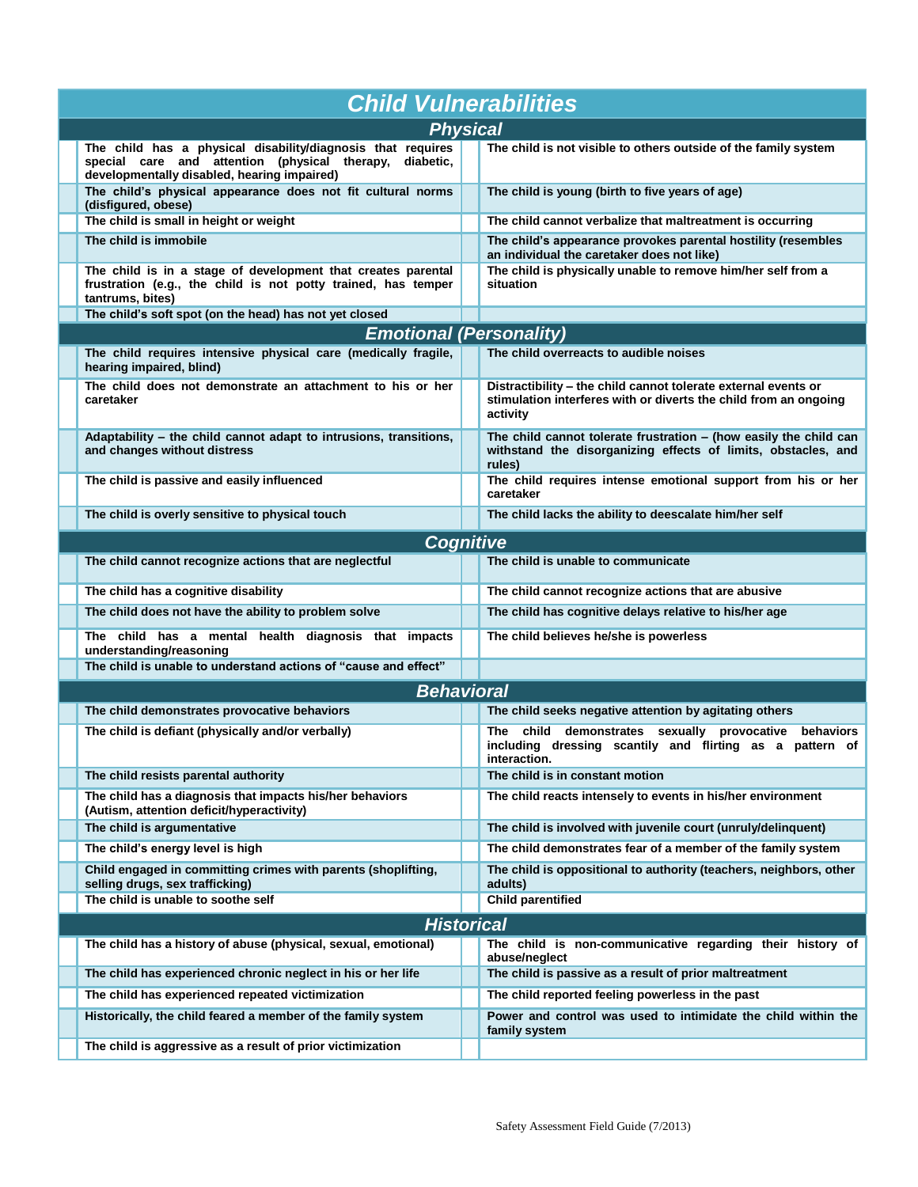# Child Vulnerabilities

## Physical

| | | | |
|---|---|---|---|
| | The child has a physical disability/diagnosis that requires special care and attention (physical therapy, diabetic, developmentally disabled, hearing impaired) | | The child is not visible to others outside of the family system |
| | The child's physical appearance does not fit cultural norms (disfigured, obese) | | The child is young (birth to five years of age) |
| | The child is small in height or weight | | The child cannot verbalize that maltreatment is occurring |
| | The child is immobile | | The child's appearance provokes parental hostility (resembles an individual the caretaker does not like) |
| | The child is in a stage of development that creates parental frustration (e.g., the child is not potty trained, has temper tantrums, bites) | | The child is physically unable to remove him/her self from a situation |
| | The child's soft spot (on the head) has not yet closed | | |

## Emotional (Personality)

| | | | |
|---|---|---|---|
| | The child requires intensive physical care (medically fragile, hearing impaired, blind) | | The child overreacts to audible noises |
| | The child does not demonstrate an attachment to his or her caretaker | | Distractibility – the child cannot tolerate external events or stimulation interferes with or diverts the child from an ongoing activity |
| | Adaptability – the child cannot adapt to intrusions, transitions, and changes without distress | | The child cannot tolerate frustration – (how easily the child can withstand the disorganizing effects of limits, obstacles, and rules) |
| | The child is passive and easily influenced | | The child requires intense emotional support from his or her caretaker |
| | The child is overly sensitive to physical touch | | The child lacks the ability to deescalate him/her self |

## Cognitive

| | | | |
|---|---|---|---|
| | The child cannot recognize actions that are neglectful | | The child is unable to communicate |
| | The child has a cognitive disability | | The child cannot recognize actions that are abusive |
| | The child does not have the ability to problem solve | | The child has cognitive delays relative to his/her age |
| | The child has a mental health diagnosis that impacts understanding/reasoning | | The child believes he/she is powerless |
| | The child is unable to understand actions of "cause and effect" | | |

## Behavioral

| | | | |
|---|---|---|---|
| | The child demonstrates provocative behaviors | | The child seeks negative attention by agitating others |
| | The child is defiant (physically and/or verbally) | | The child demonstrates sexually provocative behaviors including dressing scantily and flirting as a pattern of interaction. |
| | The child resists parental authority | | The child is in constant motion |
| | The child has a diagnosis that impacts his/her behaviors (Autism, attention deficit/hyperactivity) | | The child reacts intensely to events in his/her environment |
| | The child is argumentative | | The child is involved with juvenile court (unruly/delinquent) |
| | The child's energy level is high | | The child demonstrates fear of a member of the family system |
| | Child engaged in committing crimes with parents (shoplifting, selling drugs, sex trafficking) | | The child is oppositional to authority (teachers, neighbors, other adults) |
| | The child is unable to soothe self | | Child parentified |

## Historical

| | | | |
|---|---|---|---|
| | The child has a history of abuse (physical, sexual, emotional) | | The child is non-communicative regarding their history of abuse/neglect |
| | The child has experienced chronic neglect in his or her life | | The child is passive as a result of prior maltreatment |
| | The child has experienced repeated victimization | | The child reported feeling powerless in the past |
| | Historically, the child feared a member of the family system | | Power and control was used to intimidate the child within the family system |
| | The child is aggressive as a result of prior victimization | | |

Safety Assessment Field Guide (7/2013)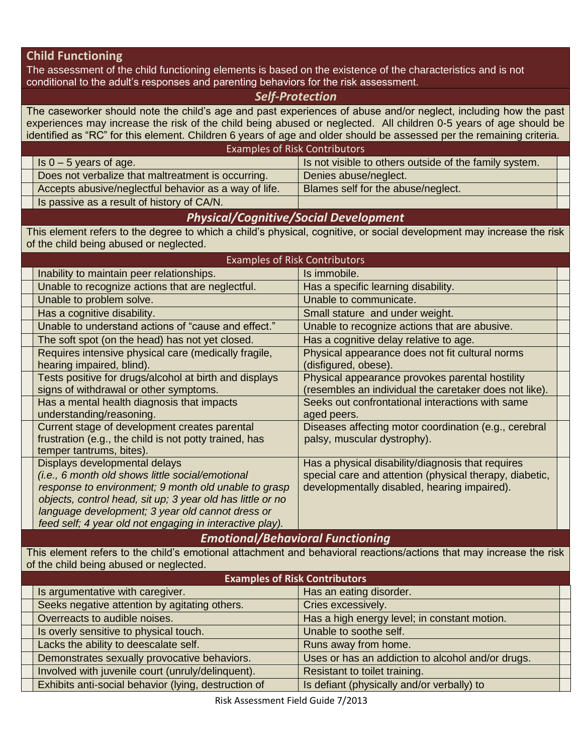## Child Functioning

The assessment of the child functioning elements is based on the existence of the characteristics and is not conditional to the adult's responses and parenting behaviors for the risk assessment.

### *Self-Protection*

The caseworker should note the child's age and past experiences of abuse and/or neglect, including how the past experiences may increase the risk of the child being abused or neglected. All children 0-5 years of age should be identified as "RC" for this element. Children 6 years of age and older should be assessed per the remaining criteria.

| | Examples of Risk Contributors | | |
|---|---|---|---|
| | Is 0 – 5 years of age. | Is not visible to others outside of the family system. | |
| | Does not verbalize that maltreatment is occurring. | Denies abuse/neglect. | |
| | Accepts abusive/neglectful behavior as a way of life. | Blames self for the abuse/neglect. | |
| | Is passive as a result of history of CA/N. | | |

### *Physical/Cognitive/Social Development*

This element refers to the degree to which a child's physical, cognitive, or social development may increase the risk of the child being abused or neglected.

| | Examples of Risk Contributors | | |
|---|---|---|---|
| | Inability to maintain peer relationships. | Is immobile. | |
| | Unable to recognize actions that are neglectful. | Has a specific learning disability. | |
| | Unable to problem solve. | Unable to communicate. | |
| | Has a cognitive disability. | Small stature and under weight. | |
| | Unable to understand actions of "cause and effect." | Unable to recognize actions that are abusive. | |
| | The soft spot (on the head) has not yet closed. | Has a cognitive delay relative to age. | |
| | Requires intensive physical care (medically fragile, hearing impaired, blind). | Physical appearance does not fit cultural norms (disfigured, obese). | |
| | Tests positive for drugs/alcohol at birth and displays signs of withdrawal or other symptoms. | Physical appearance provokes parental hostility (resembles an individual the caretaker does not like). | |
| | Has a mental health diagnosis that impacts understanding/reasoning. | Seeks out confrontational interactions with same aged peers. | |
| | Current stage of development creates parental frustration (e.g., the child is not potty trained, has temper tantrums, bites). | Diseases affecting motor coordination (e.g., cerebral palsy, muscular dystrophy). | |
| | Displays developmental delays *(i.e., 6 month old shows little social/emotional response to environment; 9 month old unable to grasp objects, control head, sit up; 3 year old has little or no language development; 3 year old cannot dress or feed self; 4 year old not engaging in interactive play).* | Has a physical disability/diagnosis that requires special care and attention (physical therapy, diabetic, developmentally disabled, hearing impaired). | |

### *Emotional/Behavioral Functioning*

This element refers to the child's emotional attachment and behavioral reactions/actions that may increase the risk of the child being abused or neglected.

| | **Examples of Risk Contributors** | | |
|---|---|---|---|
| | Is argumentative with caregiver. | Has an eating disorder. | |
| | Seeks negative attention by agitating others. | Cries excessively. | |
| | Overreacts to audible noises. | Has a high energy level; in constant motion. | |
| | Is overly sensitive to physical touch. | Unable to soothe self. | |
| | Lacks the ability to deescalate self. | Runs away from home. | |
| | Demonstrates sexually provocative behaviors. | Uses or has an addiction to alcohol and/or drugs. | |
| | Involved with juvenile court (unruly/delinquent). | Resistant to toilet training. | |
| | Exhibits anti-social behavior (lying, destruction of | Is defiant (physically and/or verbally) to | |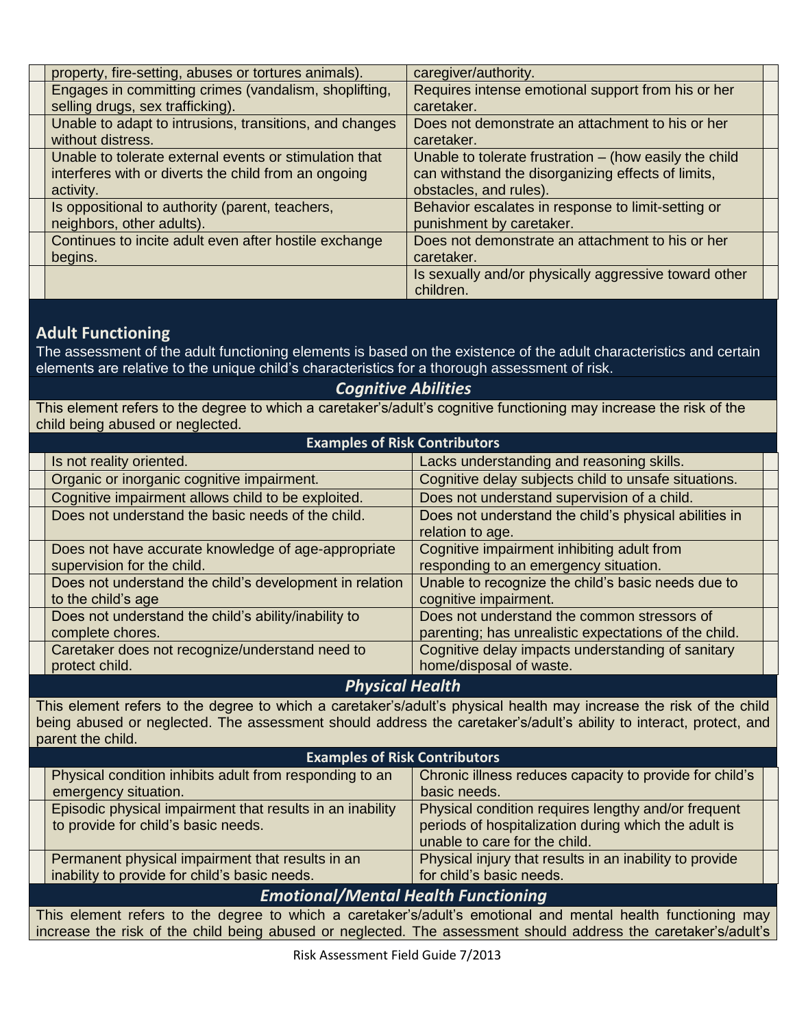| property, fire-setting, abuses or tortures animals). | caregiver/authority. |
|---|---|
| Engages in committing crimes (vandalism, shoplifting, selling drugs, sex trafficking). | Requires intense emotional support from his or her caretaker. |
| Unable to adapt to intrusions, transitions, and changes without distress. | Does not demonstrate an attachment to his or her caretaker. |
| Unable to tolerate external events or stimulation that interferes with or diverts the child from an ongoing activity. | Unable to tolerate frustration – (how easily the child can withstand the disorganizing effects of limits, obstacles, and rules). |
| Is oppositional to authority (parent, teachers, neighbors, other adults). | Behavior escalates in response to limit-setting or punishment by caretaker. |
| Continues to incite adult even after hostile exchange begins. | Does not demonstrate an attachment to his or her caretaker. |
| | Is sexually and/or physically aggressive toward other children. |

## Adult Functioning

The assessment of the adult functioning elements is based on the existence of the adult characteristics and certain elements are relative to the unique child's characteristics for a thorough assessment of risk.

### *Cognitive Abilities*

This element refers to the degree to which a caretaker's/adult's cognitive functioning may increase the risk of the child being abused or neglected.

**Examples of Risk Contributors**

| | |
|---|---|
| Is not reality oriented. | Lacks understanding and reasoning skills. |
| Organic or inorganic cognitive impairment. | Cognitive delay subjects child to unsafe situations. |
| Cognitive impairment allows child to be exploited. | Does not understand supervision of a child. |
| Does not understand the basic needs of the child. | Does not understand the child's physical abilities in relation to age. |
| Does not have accurate knowledge of age-appropriate supervision for the child. | Cognitive impairment inhibiting adult from responding to an emergency situation. |
| Does not understand the child's development in relation to the child's age | Unable to recognize the child's basic needs due to cognitive impairment. |
| Does not understand the child's ability/inability to complete chores. | Does not understand the common stressors of parenting; has unrealistic expectations of the child. |
| Caretaker does not recognize/understand need to protect child. | Cognitive delay impacts understanding of sanitary home/disposal of waste. |

### *Physical Health*

This element refers to the degree to which a caretaker's/adult's physical health may increase the risk of the child being abused or neglected. The assessment should address the caretaker's/adult's ability to interact, protect, and parent the child.

**Examples of Risk Contributors**

| | |
|---|---|
| Physical condition inhibits adult from responding to an emergency situation. | Chronic illness reduces capacity to provide for child's basic needs. |
| Episodic physical impairment that results in an inability to provide for child's basic needs. | Physical condition requires lengthy and/or frequent periods of hospitalization during which the adult is unable to care for the child. |
| Permanent physical impairment that results in an inability to provide for child's basic needs. | Physical injury that results in an inability to provide for child's basic needs. |

### *Emotional/Mental Health Functioning*

This element refers to the degree to which a caretaker's/adult's emotional and mental health functioning may increase the risk of the child being abused or neglected. The assessment should address the caretaker's/adult's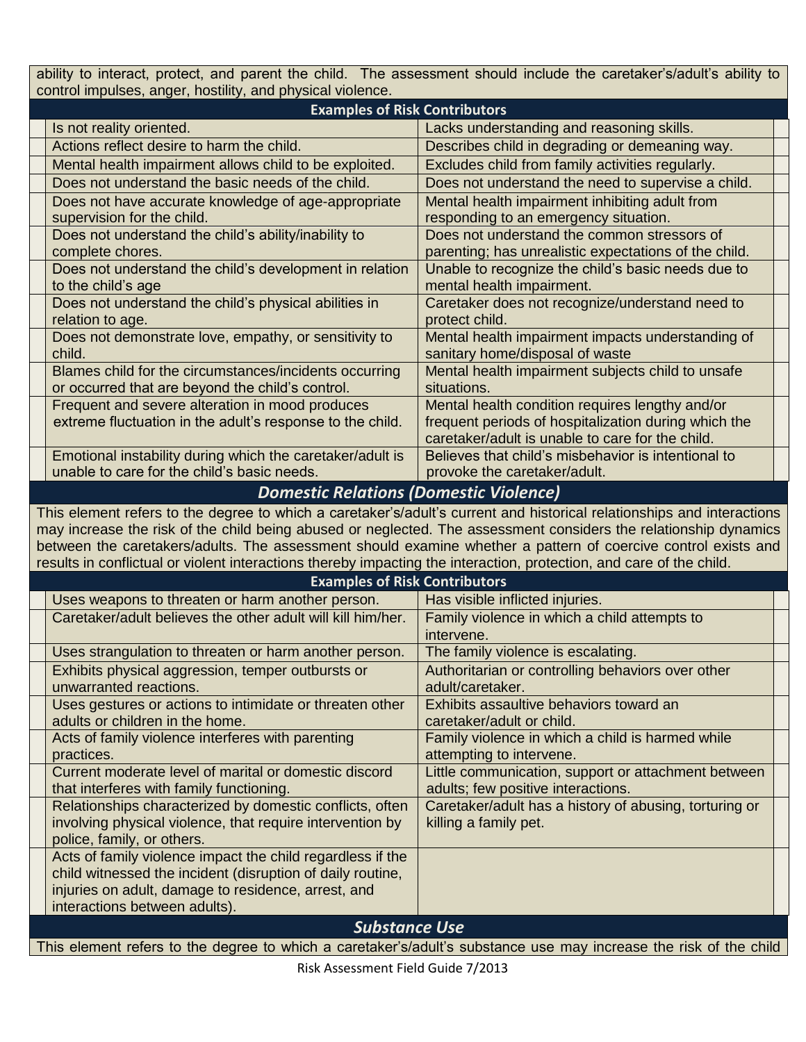ability to interact, protect, and parent the child. The assessment should include the caretaker's/adult's ability to control impulses, anger, hostility, and physical violence.

**Examples of Risk Contributors**

| | | | |
|---|---|---|---|
| | Is not reality oriented. | Lacks understanding and reasoning skills. | |
| | Actions reflect desire to harm the child. | Describes child in degrading or demeaning way. | |
| | Mental health impairment allows child to be exploited. | Excludes child from family activities regularly. | |
| | Does not understand the basic needs of the child. | Does not understand the need to supervise a child. | |
| | Does not have accurate knowledge of age-appropriate supervision for the child. | Mental health impairment inhibiting adult from responding to an emergency situation. | |
| | Does not understand the child's ability/inability to complete chores. | Does not understand the common stressors of parenting; has unrealistic expectations of the child. | |
| | Does not understand the child's development in relation to the child's age | Unable to recognize the child's basic needs due to mental health impairment. | |
| | Does not understand the child's physical abilities in relation to age. | Caretaker does not recognize/understand need to protect child. | |
| | Does not demonstrate love, empathy, or sensitivity to child. | Mental health impairment impacts understanding of sanitary home/disposal of waste | |
| | Blames child for the circumstances/incidents occurring or occurred that are beyond the child's control. | Mental health impairment subjects child to unsafe situations. | |
| | Frequent and severe alteration in mood produces extreme fluctuation in the adult's response to the child. | Mental health condition requires lengthy and/or frequent periods of hospitalization during which the caretaker/adult is unable to care for the child. | |
| | Emotional instability during which the caretaker/adult is unable to care for the child's basic needs. | Believes that child's misbehavior is intentional to provoke the caretaker/adult. | |

## *Domestic Relations (Domestic Violence)*

This element refers to the degree to which a caretaker's/adult's current and historical relationships and interactions may increase the risk of the child being abused or neglected. The assessment considers the relationship dynamics between the caretakers/adults. The assessment should examine whether a pattern of coercive control exists and results in conflictual or violent interactions thereby impacting the interaction, protection, and care of the child.

**Examples of Risk Contributors**

| | | | |
|---|---|---|---|
| | Uses weapons to threaten or harm another person. | Has visible inflicted injuries. | |
| | Caretaker/adult believes the other adult will kill him/her. | Family violence in which a child attempts to intervene. | |
| | Uses strangulation to threaten or harm another person. | The family violence is escalating. | |
| | Exhibits physical aggression, temper outbursts or unwarranted reactions. | Authoritarian or controlling behaviors over other adult/caretaker. | |
| | Uses gestures or actions to intimidate or threaten other adults or children in the home. | Exhibits assaultive behaviors toward an caretaker/adult or child. | |
| | Acts of family violence interferes with parenting practices. | Family violence in which a child is harmed while attempting to intervene. | |
| | Current moderate level of marital or domestic discord that interferes with family functioning. | Little communication, support or attachment between adults; few positive interactions. | |
| | Relationships characterized by domestic conflicts, often involving physical violence, that require intervention by police, family, or others. | Caretaker/adult has a history of abusing, torturing or killing a family pet. | |
| | Acts of family violence impact the child regardless if the child witnessed the incident (disruption of daily routine, injuries on adult, damage to residence, arrest, and interactions between adults). | | |

## *Substance Use*

This element refers to the degree to which a caretaker's/adult's substance use may increase the risk of the child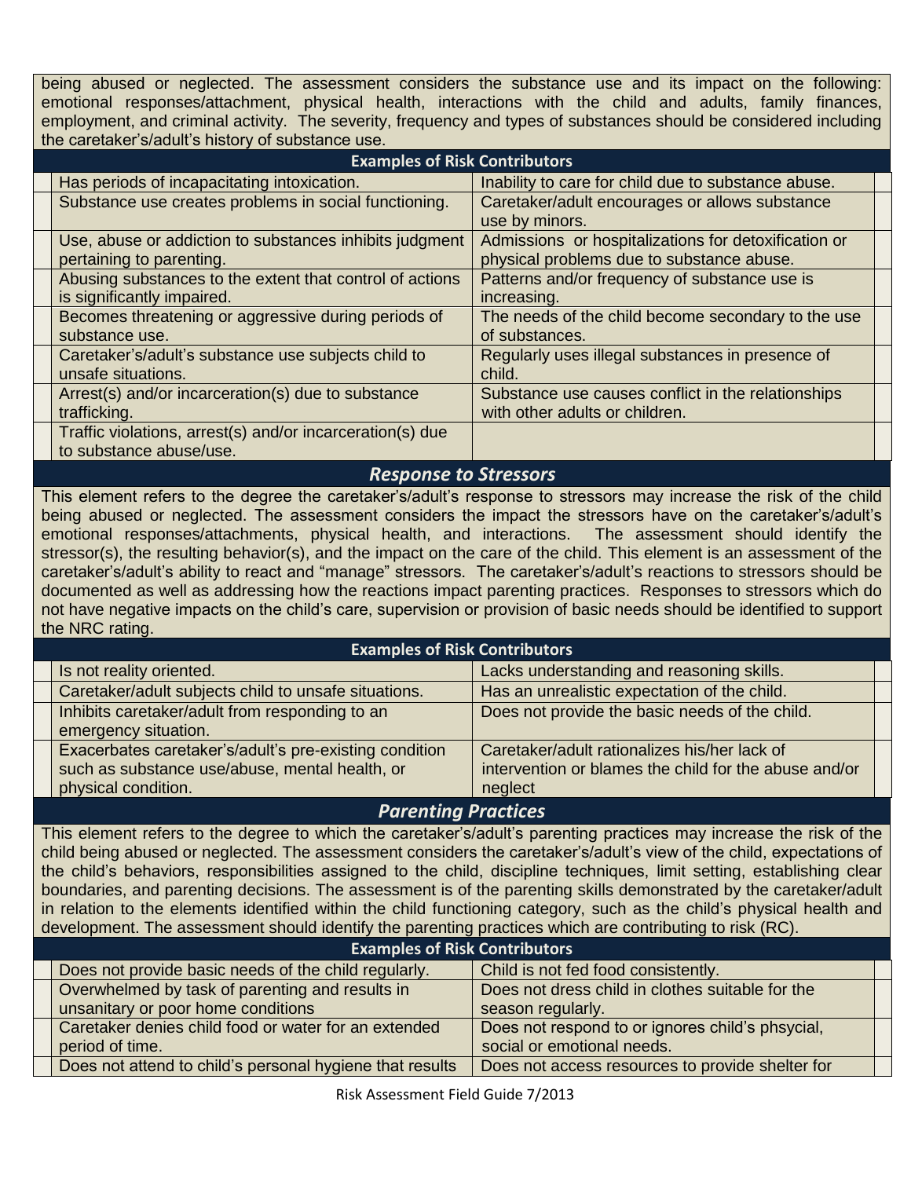being abused or neglected. The assessment considers the substance use and its impact on the following: emotional responses/attachment, physical health, interactions with the child and adults, family finances, employment, and criminal activity. The severity, frequency and types of substances should be considered including the caretaker's/adult's history of substance use.

**Examples of Risk Contributors**

| | | | |
|---|---|---|---|
| | Has periods of incapacitating intoxication. | Inability to care for child due to substance abuse. | |
| | Substance use creates problems in social functioning. | Caretaker/adult encourages or allows substance use by minors. | |
| | Use, abuse or addiction to substances inhibits judgment pertaining to parenting. | Admissions or hospitalizations for detoxification or physical problems due to substance abuse. | |
| | Abusing substances to the extent that control of actions is significantly impaired. | Patterns and/or frequency of substance use is increasing. | |
| | Becomes threatening or aggressive during periods of substance use. | The needs of the child become secondary to the use of substances. | |
| | Caretaker's/adult's substance use subjects child to unsafe situations. | Regularly uses illegal substances in presence of child. | |
| | Arrest(s) and/or incarceration(s) due to substance trafficking. | Substance use causes conflict in the relationships with other adults or children. | |
| | Traffic violations, arrest(s) and/or incarceration(s) due to substance abuse/use. | | |

## *Response to Stressors*

This element refers to the degree the caretaker's/adult's response to stressors may increase the risk of the child being abused or neglected. The assessment considers the impact the stressors have on the caretaker's/adult's emotional responses/attachments, physical health, and interactions. The assessment should identify the stressor(s), the resulting behavior(s), and the impact on the care of the child. This element is an assessment of the caretaker's/adult's ability to react and "manage" stressors. The caretaker's/adult's reactions to stressors should be documented as well as addressing how the reactions impact parenting practices. Responses to stressors which do not have negative impacts on the child's care, supervision or provision of basic needs should be identified to support the NRC rating.

**Examples of Risk Contributors**

| | | | |
|---|---|---|---|
| | Is not reality oriented. | Lacks understanding and reasoning skills. | |
| | Caretaker/adult subjects child to unsafe situations. | Has an unrealistic expectation of the child. | |
| | Inhibits caretaker/adult from responding to an emergency situation. | Does not provide the basic needs of the child. | |
| | Exacerbates caretaker's/adult's pre-existing condition such as substance use/abuse, mental health, or physical condition. | Caretaker/adult rationalizes his/her lack of intervention or blames the child for the abuse and/or neglect | |

## *Parenting Practices*

This element refers to the degree to which the caretaker's/adult's parenting practices may increase the risk of the child being abused or neglected. The assessment considers the caretaker's/adult's view of the child, expectations of the child's behaviors, responsibilities assigned to the child, discipline techniques, limit setting, establishing clear boundaries, and parenting decisions. The assessment is of the parenting skills demonstrated by the caretaker/adult in relation to the elements identified within the child functioning category, such as the child's physical health and development. The assessment should identify the parenting practices which are contributing to risk (RC).

**Examples of Risk Contributors**

| | | | |
|---|---|---|---|
| | Does not provide basic needs of the child regularly. | Child is not fed food consistently. | |
| | Overwhelmed by task of parenting and results in unsanitary or poor home conditions | Does not dress child in clothes suitable for the season regularly. | |
| | Caretaker denies child food or water for an extended period of time. | Does not respond to or ignores child's phsycial, social or emotional needs. | |
| | Does not attend to child's personal hygiene that results | Does not access resources to provide shelter for | |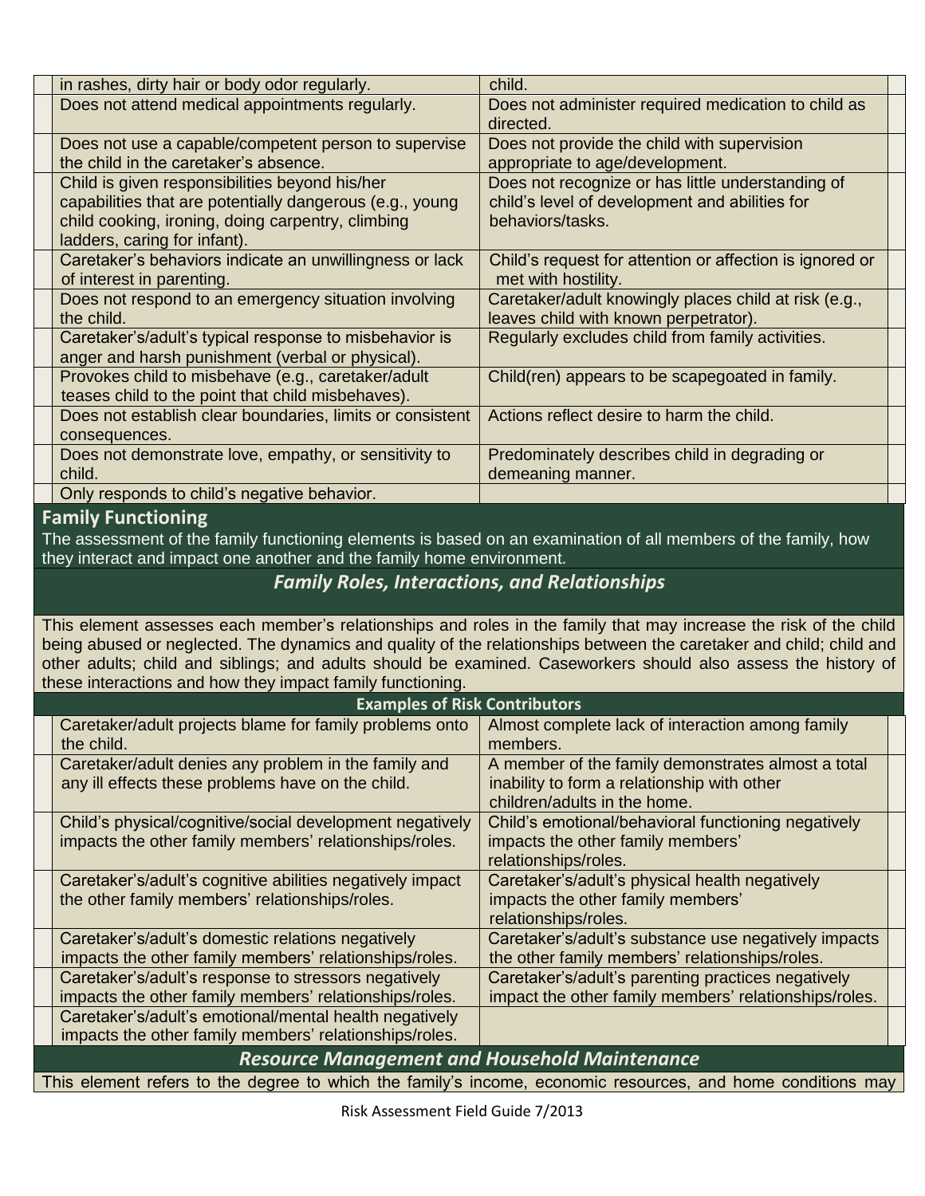| | | | |
|---|---|---|---|
| | in rashes, dirty hair or body odor regularly. | child. | |
| | Does not attend medical appointments regularly. | Does not administer required medication to child as directed. | |
| | Does not use a capable/competent person to supervise the child in the caretaker's absence. | Does not provide the child with supervision appropriate to age/development. | |
| | Child is given responsibilities beyond his/her capabilities that are potentially dangerous (e.g., young child cooking, ironing, doing carpentry, climbing ladders, caring for infant). | Does not recognize or has little understanding of child's level of development and abilities for behaviors/tasks. | |
| | Caretaker's behaviors indicate an unwillingness or lack of interest in parenting. | Child's request for attention or affection is ignored or met with hostility. | |
| | Does not respond to an emergency situation involving the child. | Caretaker/adult knowingly places child at risk (e.g., leaves child with known perpetrator). | |
| | Caretaker's/adult's typical response to misbehavior is anger and harsh punishment (verbal or physical). | Regularly excludes child from family activities. | |
| | Provokes child to misbehave (e.g., caretaker/adult teases child to the point that child misbehaves). | Child(ren) appears to be scapegoated in family. | |
| | Does not establish clear boundaries, limits or consistent consequences. | Actions reflect desire to harm the child. | |
| | Does not demonstrate love, empathy, or sensitivity to child. | Predominately describes child in degrading or demeaning manner. | |
| | Only responds to child's negative behavior. | | |

## Family Functioning

The assessment of the family functioning elements is based on an examination of all members of the family, how they interact and impact one another and the family home environment.

### *Family Roles, Interactions, and Relationships*

This element assesses each member's relationships and roles in the family that may increase the risk of the child being abused or neglected. The dynamics and quality of the relationships between the caretaker and child; child and other adults; child and siblings; and adults should be examined. Caseworkers should also assess the history of these interactions and how they impact family functioning.

| | Examples of Risk Contributors | | |
|---|---|---|---|
| | Caretaker/adult projects blame for family problems onto the child. | Almost complete lack of interaction among family members. | |
| | Caretaker/adult denies any problem in the family and any ill effects these problems have on the child. | A member of the family demonstrates almost a total inability to form a relationship with other children/adults in the home. | |
| | Child's physical/cognitive/social development negatively impacts the other family members' relationships/roles. | Child's emotional/behavioral functioning negatively impacts the other family members' relationships/roles. | |
| | Caretaker's/adult's cognitive abilities negatively impact the other family members' relationships/roles. | Caretaker's/adult's physical health negatively impacts the other family members' relationships/roles. | |
| | Caretaker's/adult's domestic relations negatively impacts the other family members' relationships/roles. | Caretaker's/adult's substance use negatively impacts the other family members' relationships/roles. | |
| | Caretaker's/adult's response to stressors negatively impacts the other family members' relationships/roles. | Caretaker's/adult's parenting practices negatively impact the other family members' relationships/roles. | |
| | Caretaker's/adult's emotional/mental health negatively impacts the other family members' relationships/roles. | | |

### *Resource Management and Household Maintenance*

This element refers to the degree to which the family's income, economic resources, and home conditions may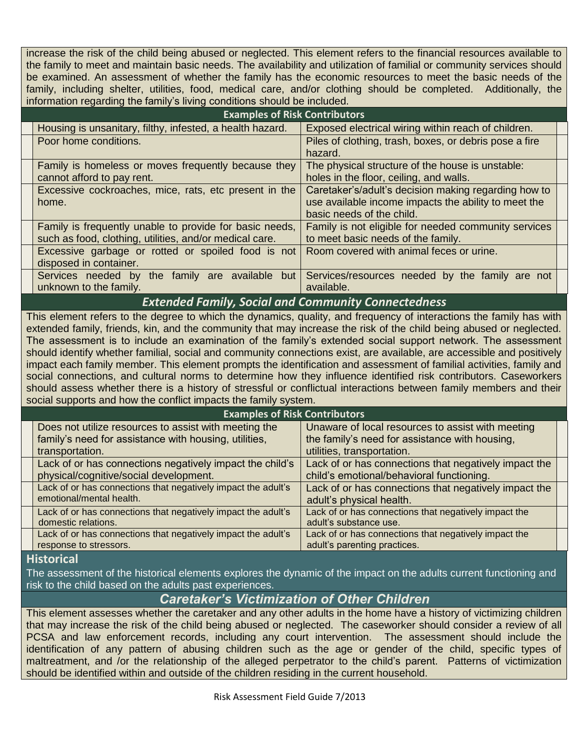increase the risk of the child being abused or neglected. This element refers to the financial resources available to the family to meet and maintain basic needs. The availability and utilization of familial or community services should be examined. An assessment of whether the family has the economic resources to meet the basic needs of the family, including shelter, utilities, food, medical care, and/or clothing should be completed. Additionally, the information regarding the family's living conditions should be included.

| Examples of Risk Contributors | |
|---|---|
| Housing is unsanitary, filthy, infested, a health hazard. | Exposed electrical wiring within reach of children. |
| Poor home conditions. | Piles of clothing, trash, boxes, or debris pose a fire hazard. |
| Family is homeless or moves frequently because they cannot afford to pay rent. | The physical structure of the house is unstable: holes in the floor, ceiling, and walls. |
| Excessive cockroaches, mice, rats, etc present in the home. | Caretaker's/adult's decision making regarding how to use available income impacts the ability to meet the basic needs of the child. |
| Family is frequently unable to provide for basic needs, such as food, clothing, utilities, and/or medical care. | Family is not eligible for needed community services to meet basic needs of the family. |
| Excessive garbage or rotted or spoiled food is not disposed in container. | Room covered with animal feces or urine. |
| Services needed by the family are available but unknown to the family. | Services/resources needed by the family are not available. |

## *Extended Family, Social and Community Connectedness*

This element refers to the degree to which the dynamics, quality, and frequency of interactions the family has with extended family, friends, kin, and the community that may increase the risk of the child being abused or neglected. The assessment is to include an examination of the family's extended social support network. The assessment should identify whether familial, social and community connections exist, are available, are accessible and positively impact each family member. This element prompts the identification and assessment of familial activities, family and social connections, and cultural norms to determine how they influence identified risk contributors. Caseworkers should assess whether there is a history of stressful or conflictual interactions between family members and their social supports and how the conflict impacts the family system.

| Examples of Risk Contributors | |
|---|---|
| Does not utilize resources to assist with meeting the family's need for assistance with housing, utilities, transportation. | Unaware of local resources to assist with meeting the family's need for assistance with housing, utilities, transportation. |
| Lack of or has connections negatively impact the child's physical/cognitive/social development. | Lack of or has connections that negatively impact the child's emotional/behavioral functioning. |
| Lack of or has connections that negatively impact the adult's emotional/mental health. | Lack of or has connections that negatively impact the adult's physical health. |
| Lack of or has connections that negatively impact the adult's domestic relations. | Lack of or has connections that negatively impact the adult's substance use. |
| Lack of or has connections that negatively impact the adult's response to stressors. | Lack of or has connections that negatively impact the adult's parenting practices. |

## Historical

The assessment of the historical elements explores the dynamic of the impact on the adults current functioning and risk to the child based on the adults past experiences.

## *Caretaker's Victimization of Other Children*

This element assesses whether the caretaker and any other adults in the home have a history of victimizing children that may increase the risk of the child being abused or neglected. The caseworker should consider a review of all PCSA and law enforcement records, including any court intervention. The assessment should include the identification of any pattern of abusing children such as the age or gender of the child, specific types of maltreatment, and /or the relationship of the alleged perpetrator to the child's parent. Patterns of victimization should be identified within and outside of the children residing in the current household.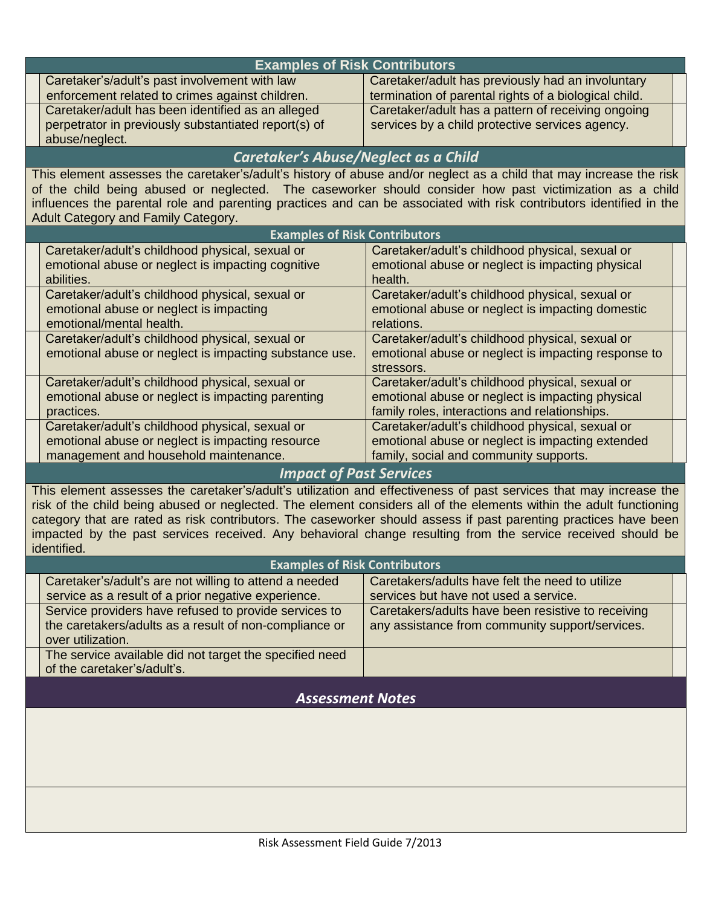### Examples of Risk Contributors

| | | | |
|---|---|---|---|
| | Caretaker's/adult's past involvement with law enforcement related to crimes against children. | Caretaker/adult has previously had an involuntary termination of parental rights of a biological child. | |
| | Caretaker/adult has been identified as an alleged perpetrator in previously substantiated report(s) of abuse/neglect. | Caretaker/adult has a pattern of receiving ongoing services by a child protective services agency. | |

## *Caretaker's Abuse/Neglect as a Child*

This element assesses the caretaker's/adult's history of abuse and/or neglect as a child that may increase the risk of the child being abused or neglected. The caseworker should consider how past victimization as a child influences the parental role and parenting practices and can be associated with risk contributors identified in the Adult Category and Family Category.

### Examples of Risk Contributors

| | | | |
|---|---|---|---|
| | Caretaker/adult's childhood physical, sexual or emotional abuse or neglect is impacting cognitive abilities. | Caretaker/adult's childhood physical, sexual or emotional abuse or neglect is impacting physical health. | |
| | Caretaker/adult's childhood physical, sexual or emotional abuse or neglect is impacting emotional/mental health. | Caretaker/adult's childhood physical, sexual or emotional abuse or neglect is impacting domestic relations. | |
| | Caretaker/adult's childhood physical, sexual or emotional abuse or neglect is impacting substance use. | Caretaker/adult's childhood physical, sexual or emotional abuse or neglect is impacting response to stressors. | |
| | Caretaker/adult's childhood physical, sexual or emotional abuse or neglect is impacting parenting practices. | Caretaker/adult's childhood physical, sexual or emotional abuse or neglect is impacting physical family roles, interactions and relationships. | |
| | Caretaker/adult's childhood physical, sexual or emotional abuse or neglect is impacting resource management and household maintenance. | Caretaker/adult's childhood physical, sexual or emotional abuse or neglect is impacting extended family, social and community supports. | |

## *Impact of Past Services*

This element assesses the caretaker's/adult's utilization and effectiveness of past services that may increase the risk of the child being abused or neglected. The element considers all of the elements within the adult functioning category that are rated as risk contributors. The caseworker should assess if past parenting practices have been impacted by the past services received. Any behavioral change resulting from the service received should be identified.

### Examples of Risk Contributors

| | | | |
|---|---|---|---|
| | Caretaker's/adult's are not willing to attend a needed service as a result of a prior negative experience. | Caretakers/adults have felt the need to utilize services but have not used a service. | |
| | Service providers have refused to provide services to the caretakers/adults as a result of non-compliance or over utilization. | Caretakers/adults have been resistive to receiving any assistance from community support/services. | |
| | The service available did not target the specified need of the caretaker's/adult's. | | |

## *Assessment Notes*